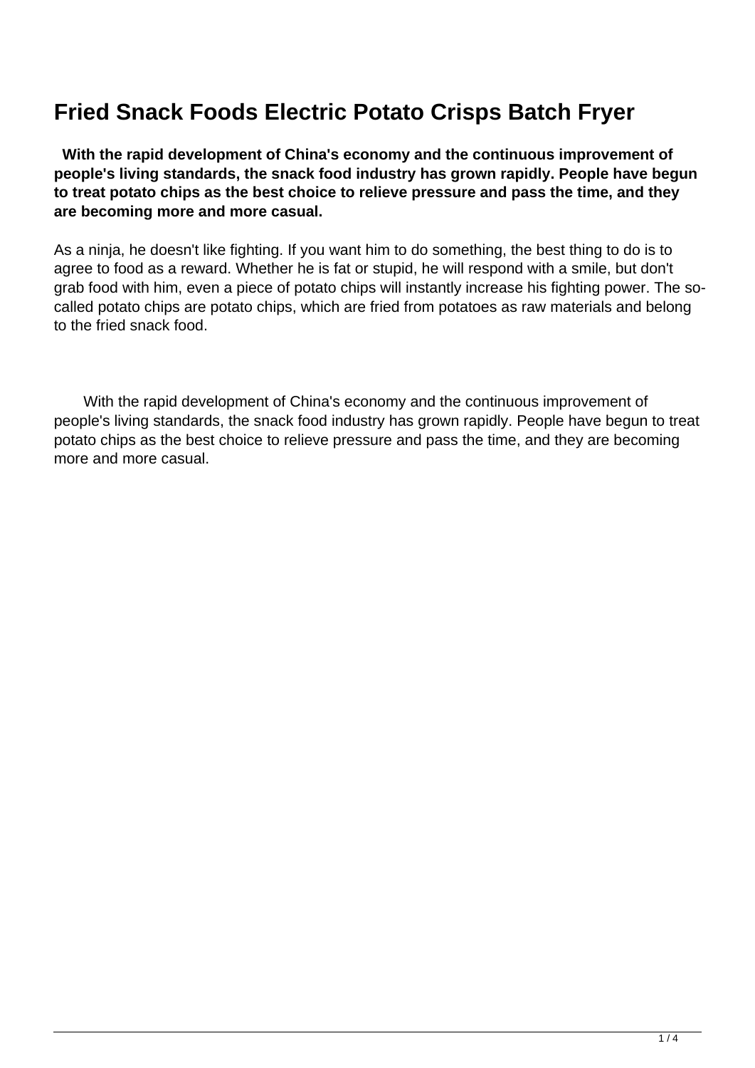# Fried Snack Foods Electric Potato Crisps Batch Fryer

**With the rapid development of China's economy and the continuous improvement of people's living standards, the snack food industry has grown rapidly. People have begun to treat potato chips as the best choice to relieve pressure and pass the time, and they are becoming more and more casual.**

As a ninja, he doesn't like fighting. If you want him to do something, the best thing to do is to agree to food as a reward. Whether he is fat or stupid, he will respond with a smile, but don't grab food with him, even a piece of potato chips will instantly increase his fighting power. The so-called potato chips are potato chips, which are fried from potatoes as raw materials and belong to the fried snack food.

With the rapid development of China's economy and the continuous improvement of people's living standards, the snack food industry has grown rapidly. People have begun to treat potato chips as the best choice to relieve pressure and pass the time, and they are becoming more and more casual.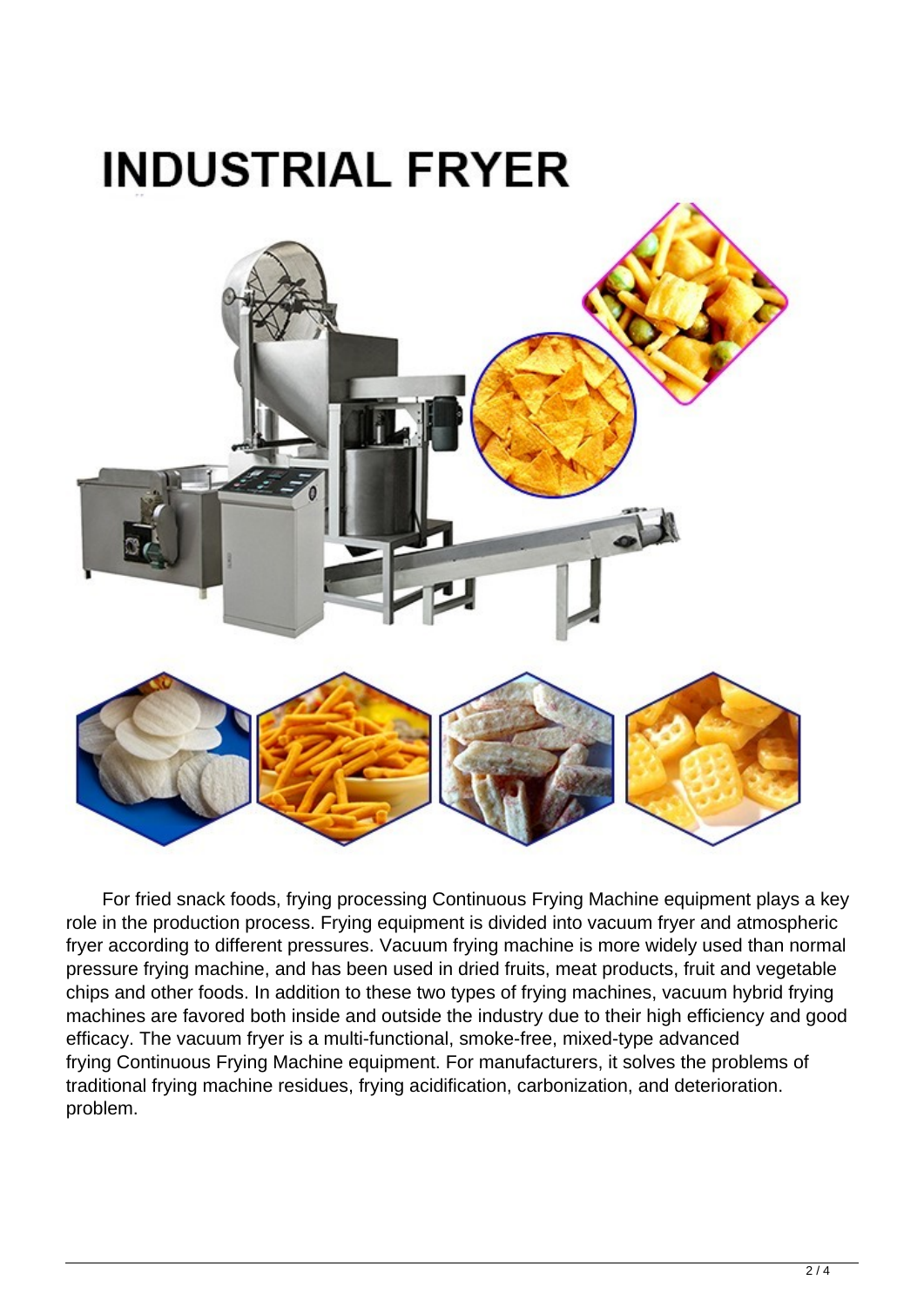For fried snack foods, frying processing Continuous Frying Machine equipment plays a key role in the production process. Frying equipment is divided into vacuum fryer and atmospheric fryer according to different pressures. Vacuum frying machine is more widely used than normal pressure frying machine, and has been used in dried fruits, meat products, fruit and vegetable chips and other foods. In addition to these two types of frying machines, vacuum hybrid frying machines are favored both inside and outside the industry due to their high efficiency and good efficacy. The vacuum fryer is a multi-functional, smoke-free, mixed-type advanced frying Continuous Frying Machine equipment. For manufacturers, it solves the problems of traditional frying machine residues, frying acidification, carbonization, and deterioration. problem.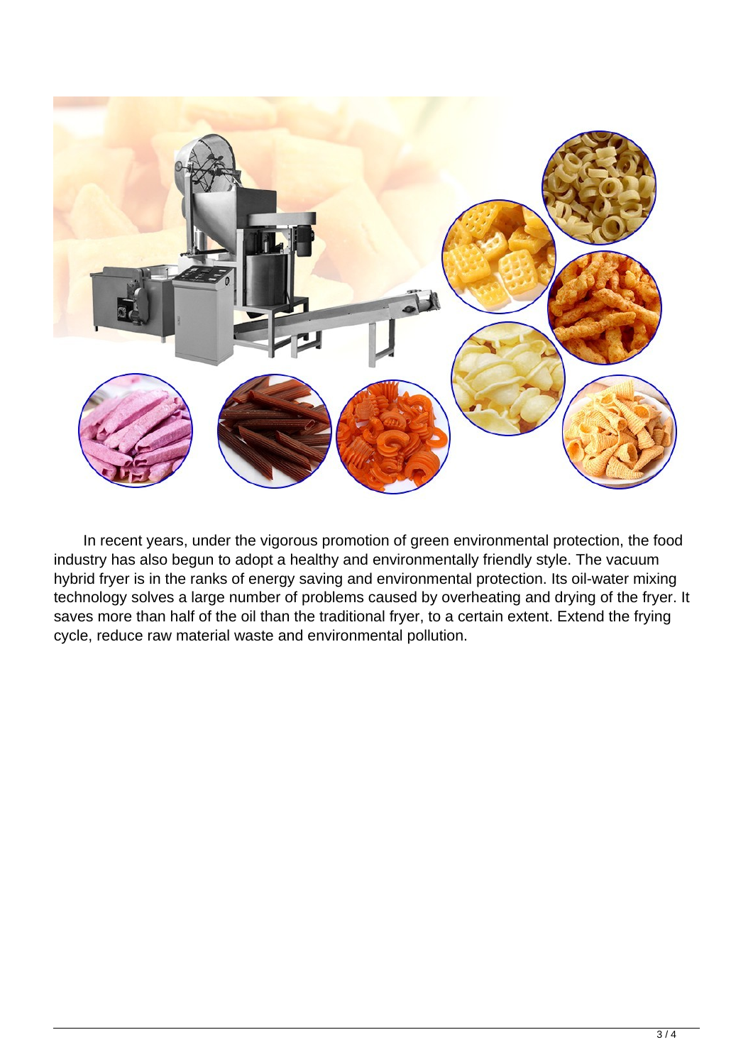In recent years, under the vigorous promotion of green environmental protection, the food industry has also begun to adopt a healthy and environmentally friendly style. The vacuum hybrid fryer is in the ranks of energy saving and environmental protection. Its oil-water mixing technology solves a large number of problems caused by overheating and drying of the fryer. It saves more than half of the oil than the traditional fryer, to a certain extent. Extend the frying cycle, reduce raw material waste and environmental pollution.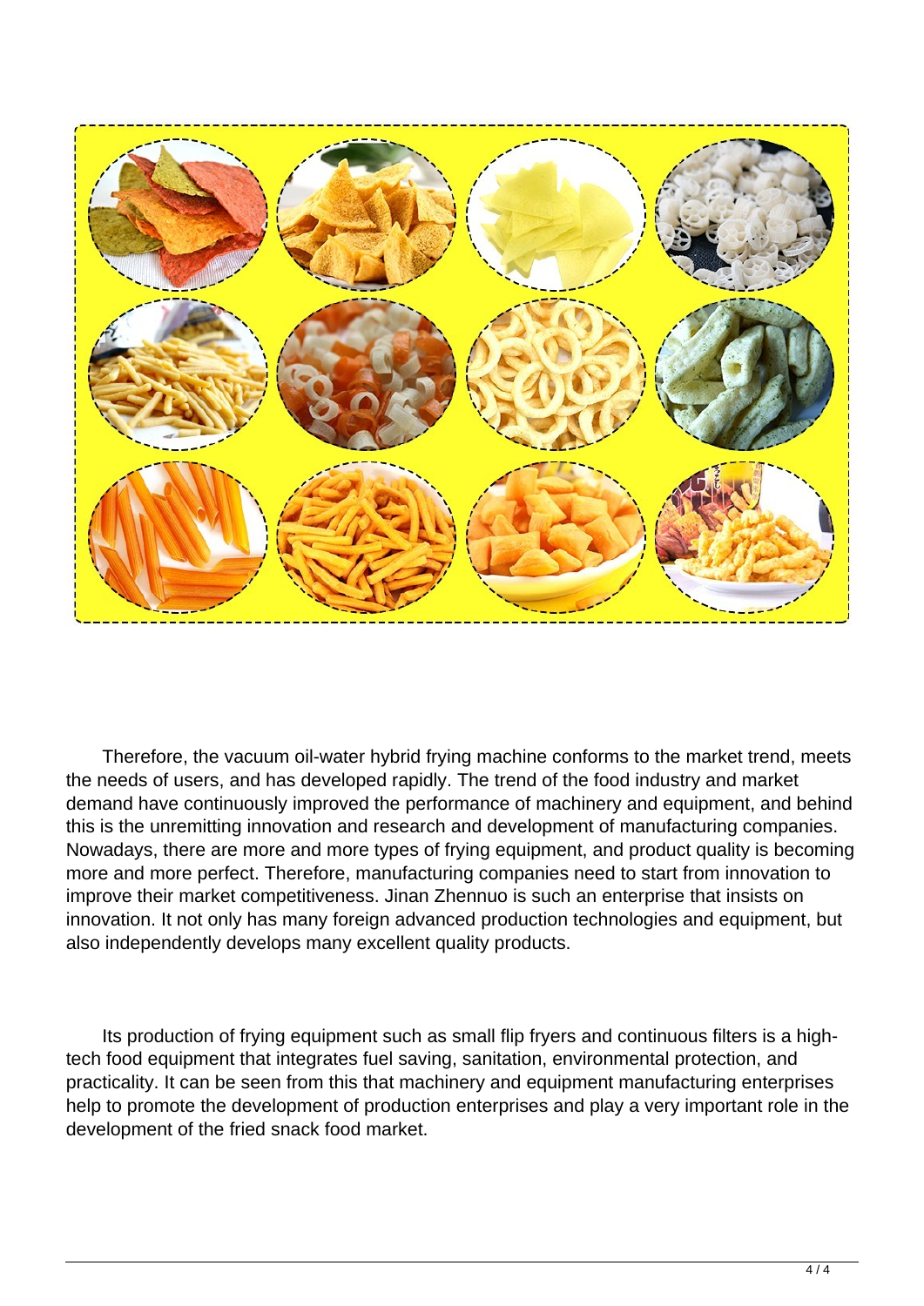Therefore, the vacuum oil-water hybrid frying machine conforms to the market trend, meets the needs of users, and has developed rapidly. The trend of the food industry and market demand have continuously improved the performance of machinery and equipment, and behind this is the unremitting innovation and research and development of manufacturing companies. Nowadays, there are more and more types of frying equipment, and product quality is becoming more and more perfect. Therefore, manufacturing companies need to start from innovation to improve their market competitiveness. Jinan Zhennuo is such an enterprise that insists on innovation. It not only has many foreign advanced production technologies and equipment, but also independently develops many excellent quality products.

Its production of frying equipment such as small flip fryers and continuous filters is a high-tech food equipment that integrates fuel saving, sanitation, environmental protection, and practicality. It can be seen from this that machinery and equipment manufacturing enterprises help to promote the development of production enterprises and play a very important role in the development of the fried snack food market.